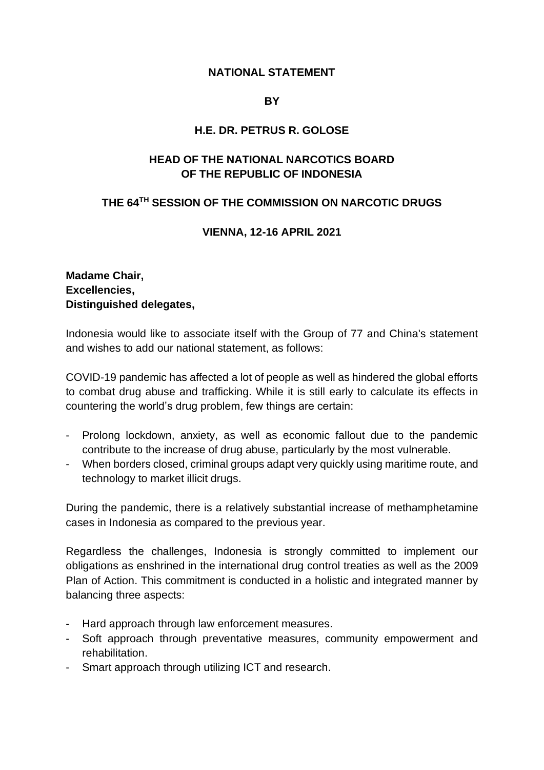**NATIONAL STATEMENT**

**BY**

**H.E. DR. PETRUS R. GOLOSE**

**HEAD OF THE NATIONAL NARCOTICS BOARD OF THE REPUBLIC OF INDONESIA**

**THE 64TH SESSION OF THE COMMISSION ON NARCOTIC DRUGS**

**VIENNA, 12-16 APRIL 2021**

**Madame Chair,**
**Excellencies,**
**Distinguished delegates,**

Indonesia would like to associate itself with the Group of 77 and China's statement and wishes to add our national statement, as follows:

COVID-19 pandemic has affected a lot of people as well as hindered the global efforts to combat drug abuse and trafficking. While it is still early to calculate its effects in countering the world's drug problem, few things are certain:

- Prolong lockdown, anxiety, as well as economic fallout due to the pandemic contribute to the increase of drug abuse, particularly by the most vulnerable.
- When borders closed, criminal groups adapt very quickly using maritime route, and technology to market illicit drugs.

During the pandemic, there is a relatively substantial increase of methamphetamine cases in Indonesia as compared to the previous year.

Regardless the challenges, Indonesia is strongly committed to implement our obligations as enshrined in the international drug control treaties as well as the 2009 Plan of Action. This commitment is conducted in a holistic and integrated manner by balancing three aspects:

- Hard approach through law enforcement measures.
- Soft approach through preventative measures, community empowerment and rehabilitation.
- Smart approach through utilizing ICT and research.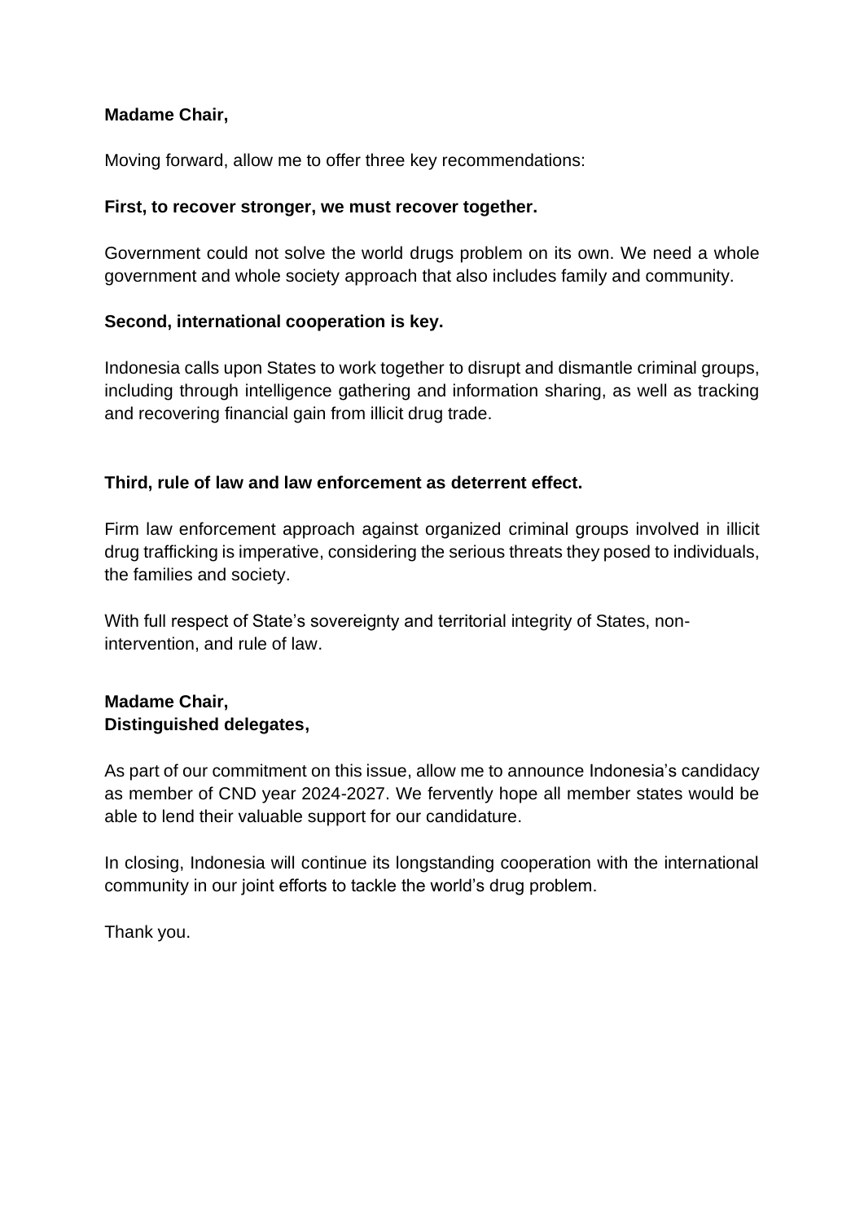**Madame Chair,**

Moving forward, allow me to offer three key recommendations:

**First, to recover stronger, we must recover together.**

Government could not solve the world drugs problem on its own. We need a whole government and whole society approach that also includes family and community.

**Second, international cooperation is key.**

Indonesia calls upon States to work together to disrupt and dismantle criminal groups, including through intelligence gathering and information sharing, as well as tracking and recovering financial gain from illicit drug trade.

**Third, rule of law and law enforcement as deterrent effect.**

Firm law enforcement approach against organized criminal groups involved in illicit drug trafficking is imperative, considering the serious threats they posed to individuals, the families and society.

With full respect of State's sovereignty and territorial integrity of States, non-intervention, and rule of law.

**Madame Chair,**
**Distinguished delegates,**

As part of our commitment on this issue, allow me to announce Indonesia's candidacy as member of CND year 2024-2027. We fervently hope all member states would be able to lend their valuable support for our candidature.

In closing, Indonesia will continue its longstanding cooperation with the international community in our joint efforts to tackle the world's drug problem.

Thank you.